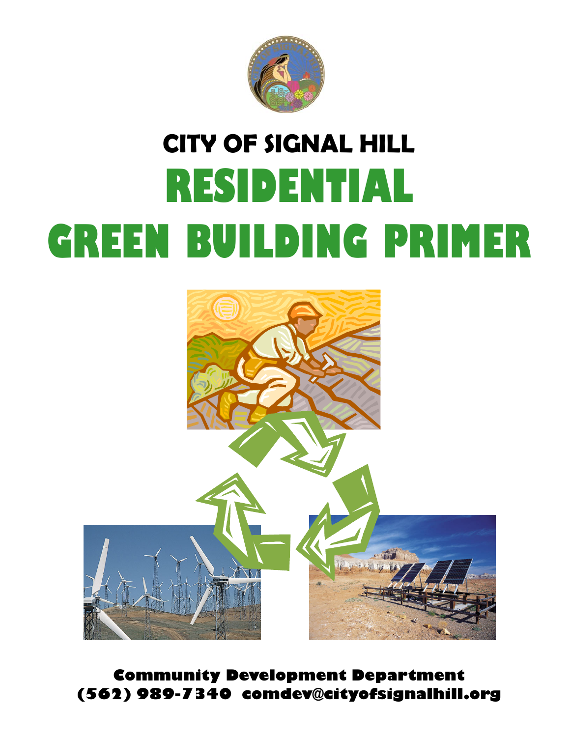# CITY OF SIGNAL HILL

# RESIDENTIAL GREEN BUILDING PRIMER

**Community Development Department**
**(562) 989-7340 comdev@cityofsignalhill.org**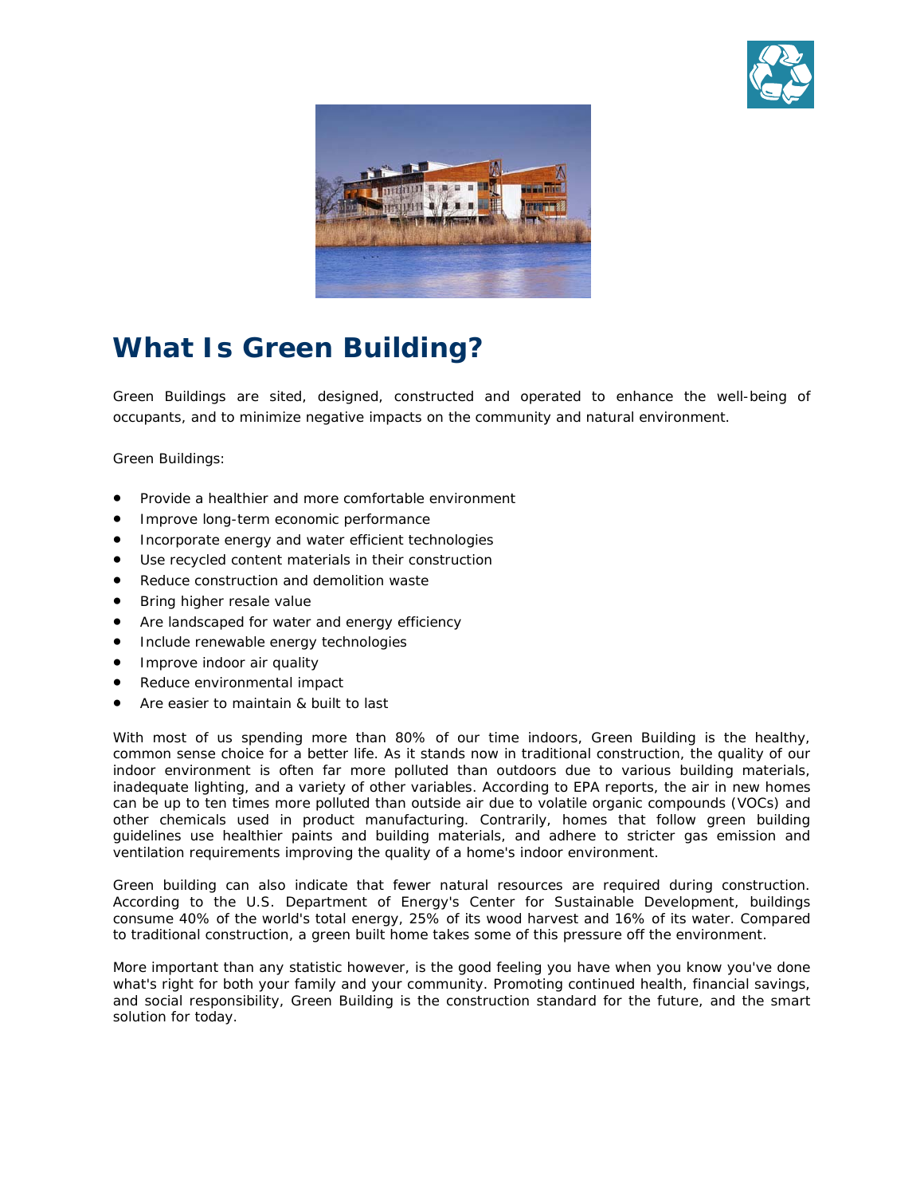# What Is Green Building?

Green Buildings are sited, designed, constructed and operated to enhance the well-being of occupants, and to minimize negative impacts on the community and natural environment.

Green Buildings:

- Provide a healthier and more comfortable environment
- Improve long-term economic performance
- Incorporate energy and water efficient technologies
- Use recycled content materials in their construction
- Reduce construction and demolition waste
- Bring higher resale value
- Are landscaped for water and energy efficiency
- Include renewable energy technologies
- Improve indoor air quality
- Reduce environmental impact
- Are easier to maintain & built to last

With most of us spending more than 80% of our time indoors, Green Building is the healthy, common sense choice for a better life. As it stands now in traditional construction, the quality of our indoor environment is often far more polluted than outdoors due to various building materials, inadequate lighting, and a variety of other variables. According to EPA reports, the air in new homes can be up to ten times more polluted than outside air due to volatile organic compounds (VOCs) and other chemicals used in product manufacturing. Contrarily, homes that follow green building guidelines use healthier paints and building materials, and adhere to stricter gas emission and ventilation requirements improving the quality of a home's indoor environment.

Green building can also indicate that fewer natural resources are required during construction. According to the U.S. Department of Energy's Center for Sustainable Development, buildings consume 40% of the world's total energy, 25% of its wood harvest and 16% of its water. Compared to traditional construction, a green built home takes some of this pressure off the environment.

More important than any statistic however, is the good feeling you have when you know you've done what's right for both your family and your community. Promoting continued health, financial savings, and social responsibility, Green Building is the construction standard for the future, and the smart solution for today.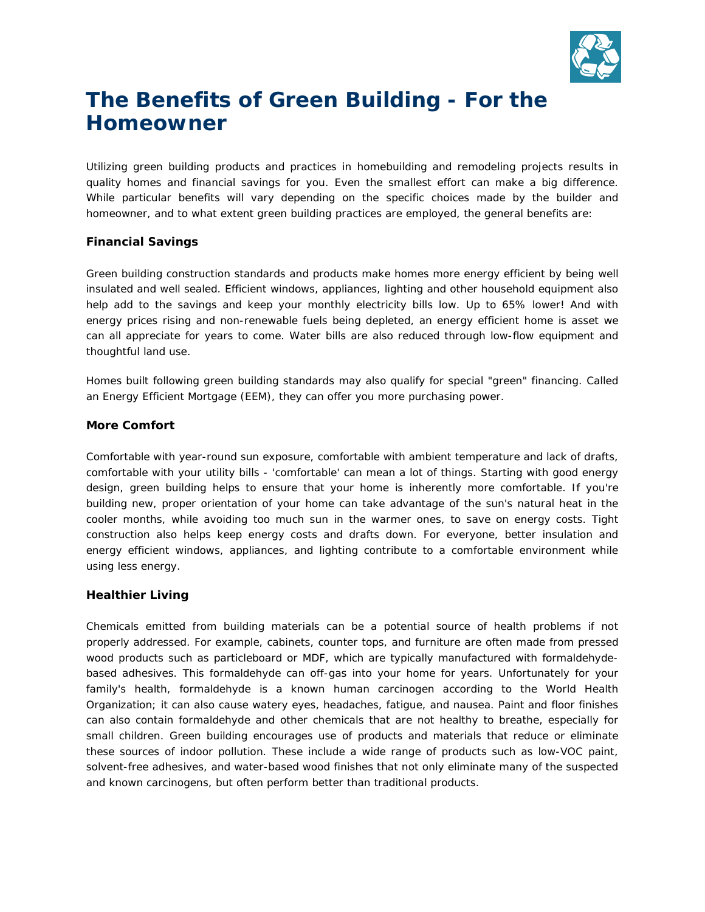# The Benefits of Green Building - For the Homeowner

Utilizing green building products and practices in homebuilding and remodeling projects results in quality homes and financial savings for you. Even the smallest effort can make a big difference. While particular benefits will vary depending on the specific choices made by the builder and homeowner, and to what extent green building practices are employed, the general benefits are:

### Financial Savings

Green building construction standards and products make homes more energy efficient by being well insulated and well sealed. Efficient windows, appliances, lighting and other household equipment also help add to the savings and keep your monthly electricity bills low. Up to 65% lower! And with energy prices rising and non-renewable fuels being depleted, an energy efficient home is asset we can all appreciate for years to come. Water bills are also reduced through low-flow equipment and thoughtful land use.

Homes built following green building standards may also qualify for special "green" financing. Called an Energy Efficient Mortgage (EEM), they can offer you more purchasing power.

### More Comfort

Comfortable with year-round sun exposure, comfortable with ambient temperature and lack of drafts, comfortable with your utility bills - 'comfortable' can mean a lot of things. Starting with good energy design, green building helps to ensure that your home is inherently more comfortable. If you're building new, proper orientation of your home can take advantage of the sun's natural heat in the cooler months, while avoiding too much sun in the warmer ones, to save on energy costs. Tight construction also helps keep energy costs and drafts down. For everyone, better insulation and energy efficient windows, appliances, and lighting contribute to a comfortable environment while using less energy.

### Healthier Living

Chemicals emitted from building materials can be a potential source of health problems if not properly addressed. For example, cabinets, counter tops, and furniture are often made from pressed wood products such as particleboard or MDF, which are typically manufactured with formaldehyde-based adhesives. This formaldehyde can off-gas into your home for years. Unfortunately for your family's health, formaldehyde is a known human carcinogen according to the World Health Organization; it can also cause watery eyes, headaches, fatigue, and nausea. Paint and floor finishes can also contain formaldehyde and other chemicals that are not healthy to breathe, especially for small children. Green building encourages use of products and materials that reduce or eliminate these sources of indoor pollution. These include a wide range of products such as low-VOC paint, solvent-free adhesives, and water-based wood finishes that not only eliminate many of the suspected and known carcinogens, but often perform better than traditional products.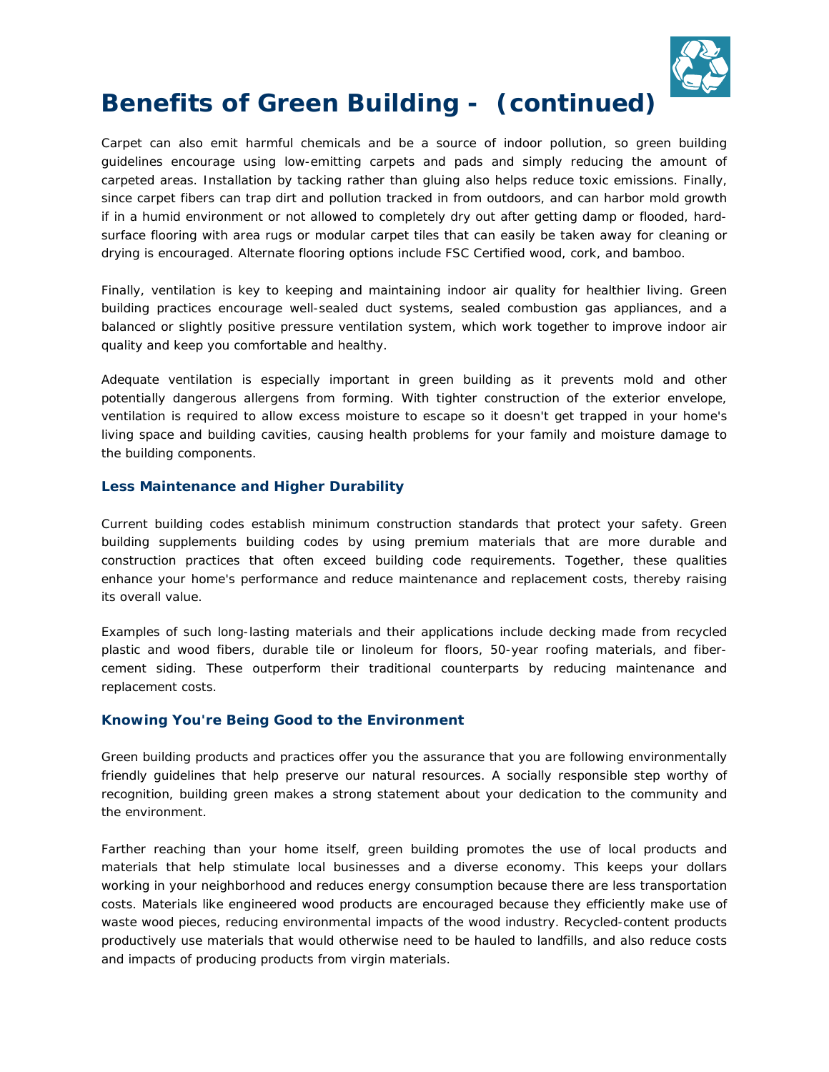# Benefits of Green Building - (continued)

Carpet can also emit harmful chemicals and be a source of indoor pollution, so green building guidelines encourage using low-emitting carpets and pads and simply reducing the amount of carpeted areas. Installation by tacking rather than gluing also helps reduce toxic emissions. Finally, since carpet fibers can trap dirt and pollution tracked in from outdoors, and can harbor mold growth if in a humid environment or not allowed to completely dry out after getting damp or flooded, hard-surface flooring with area rugs or modular carpet tiles that can easily be taken away for cleaning or drying is encouraged. Alternate flooring options include FSC Certified wood, cork, and bamboo.

Finally, ventilation is key to keeping and maintaining indoor air quality for healthier living. Green building practices encourage well-sealed duct systems, sealed combustion gas appliances, and a balanced or slightly positive pressure ventilation system, which work together to improve indoor air quality and keep you comfortable and healthy.

Adequate ventilation is especially important in green building as it prevents mold and other potentially dangerous allergens from forming. With tighter construction of the exterior envelope, ventilation is required to allow excess moisture to escape so it doesn't get trapped in your home's living space and building cavities, causing health problems for your family and moisture damage to the building components.

### Less Maintenance and Higher Durability

Current building codes establish minimum construction standards that protect your safety. Green building supplements building codes by using premium materials that are more durable and construction practices that often exceed building code requirements. Together, these qualities enhance your home's performance and reduce maintenance and replacement costs, thereby raising its overall value.

Examples of such long-lasting materials and their applications include decking made from recycled plastic and wood fibers, durable tile or linoleum for floors, 50-year roofing materials, and fiber-cement siding. These outperform their traditional counterparts by reducing maintenance and replacement costs.

### Knowing You're Being Good to the Environment

Green building products and practices offer you the assurance that you are following environmentally friendly guidelines that help preserve our natural resources. A socially responsible step worthy of recognition, building green makes a strong statement about your dedication to the community and the environment.

Farther reaching than your home itself, green building promotes the use of local products and materials that help stimulate local businesses and a diverse economy. This keeps your dollars working in your neighborhood and reduces energy consumption because there are less transportation costs. Materials like engineered wood products are encouraged because they efficiently make use of waste wood pieces, reducing environmental impacts of the wood industry. Recycled-content products productively use materials that would otherwise need to be hauled to landfills, and also reduce costs and impacts of producing products from virgin materials.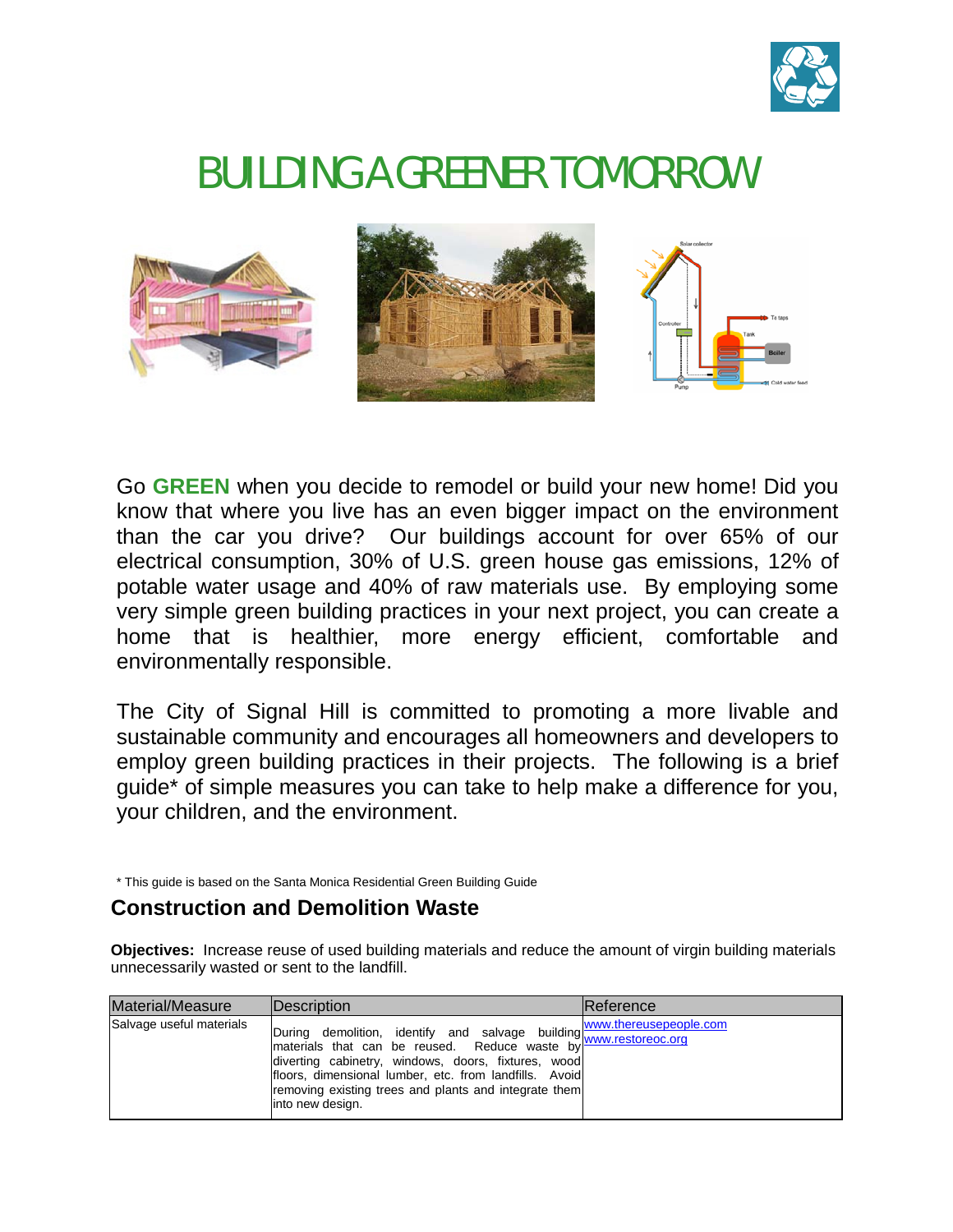# BUILDING A GREENER TOMORROW

Go **GREEN** when you decide to remodel or build your new home! Did you know that where you live has an even bigger impact on the environment than the car you drive? Our buildings account for over 65% of our electrical consumption, 30% of U.S. green house gas emissions, 12% of potable water usage and 40% of raw materials use. By employing some very simple green building practices in your next project, you can create a home that is healthier, more energy efficient, comfortable and environmentally responsible.

The City of Signal Hill is committed to promoting a more livable and sustainable community and encourages all homeowners and developers to employ green building practices in their projects. The following is a brief guide* of simple measures you can take to help make a difference for you, your children, and the environment.

* This guide is based on the Santa Monica Residential Green Building Guide

## Construction and Demolition Waste

**Objectives:** Increase reuse of used building materials and reduce the amount of virgin building materials unnecessarily wasted or sent to the landfill.

| Material/Measure | Description | Reference |
|---|---|---|
| Salvage useful materials | During demolition, identify and salvage building materials that can be reused. Reduce waste by diverting cabinetry, windows, doors, fixtures, wood floors, dimensional lumber, etc. from landfills. Avoid removing existing trees and plants and integrate them into new design. | www.thereusepeople.com www.restoreoc.org |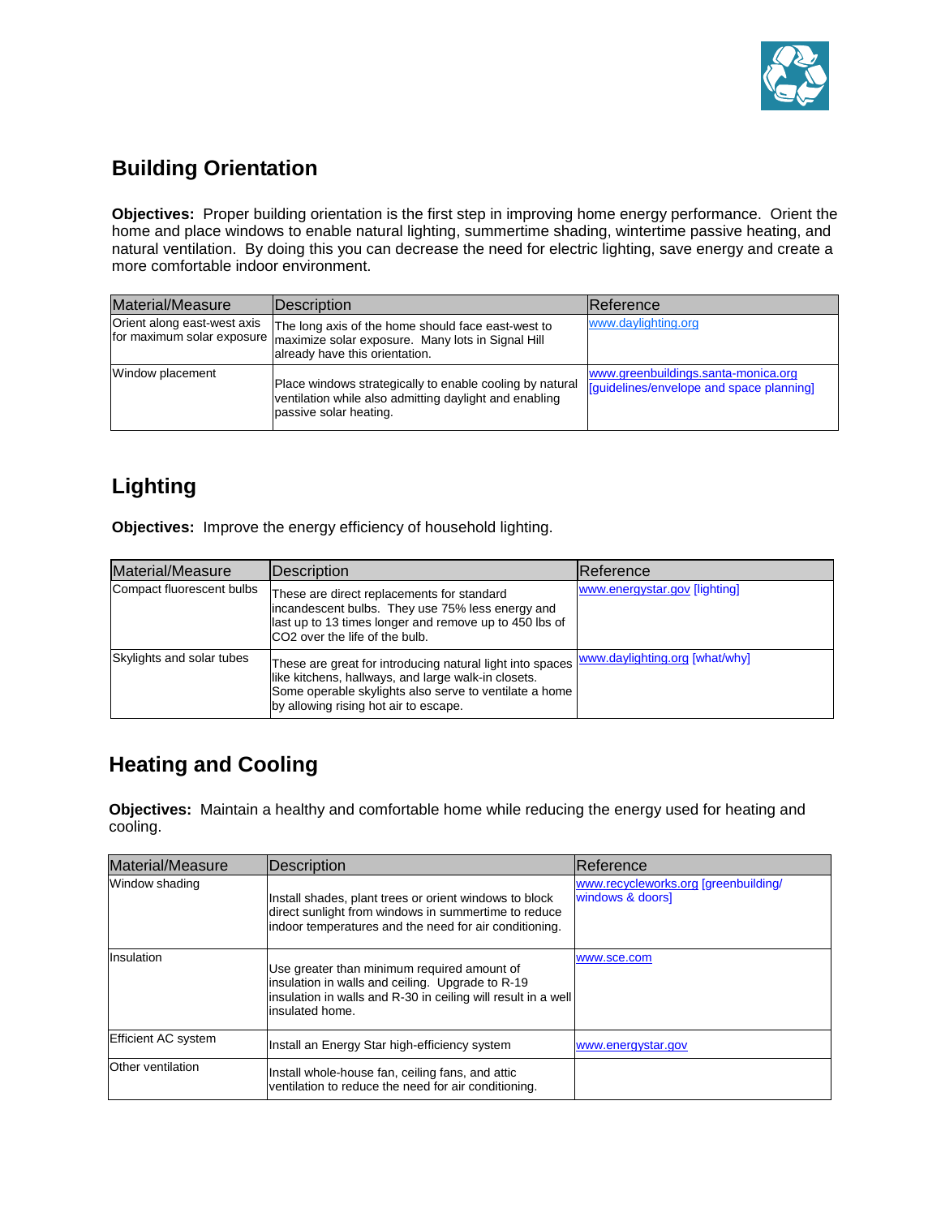## Building Orientation

**Objectives:** Proper building orientation is the first step in improving home energy performance. Orient the home and place windows to enable natural lighting, summertime shading, wintertime passive heating, and natural ventilation. By doing this you can decrease the need for electric lighting, save energy and create a more comfortable indoor environment.

| Material/Measure | Description | Reference |
| --- | --- | --- |
| Orient along east-west axis for maximum solar exposure | The long axis of the home should face east-west to maximize solar exposure. Many lots in Signal Hill already have this orientation. | www.daylighting.org |
| Window placement | Place windows strategically to enable cooling by natural ventilation while also admitting daylight and enabling passive solar heating. | www.greenbuildings.santa-monica.org [guidelines/envelope and space planning] |

## Lighting

**Objectives:** Improve the energy efficiency of household lighting.

| Material/Measure | Description | Reference |
| --- | --- | --- |
| Compact fluorescent bulbs | These are direct replacements for standard incandescent bulbs. They use 75% less energy and last up to 13 times longer and remove up to 450 lbs of $CO_2$ over the life of the bulb. | www.energystar.gov [lighting] |
| Skylights and solar tubes | These are great for introducing natural light into spaces like kitchens, hallways, and large walk-in closets. Some operable skylights also serve to ventilate a home by allowing rising hot air to escape. | www.daylighting.org [what/why] |

## Heating and Cooling

**Objectives:** Maintain a healthy and comfortable home while reducing the energy used for heating and cooling.

| Material/Measure | Description | Reference |
| --- | --- | --- |
| Window shading | Install shades, plant trees or orient windows to block direct sunlight from windows in summertime to reduce indoor temperatures and the need for air conditioning. | www.recycleworks.org [greenbuilding/ windows & doors] |
| Insulation | Use greater than minimum required amount of insulation in walls and ceiling. Upgrade to R-19 insulation in walls and R-30 in ceiling will result in a well insulated home. | www.sce.com |
| Efficient AC system | Install an Energy Star high-efficiency system | www.energystar.gov |
| Other ventilation | Install whole-house fan, ceiling fans, and attic ventilation to reduce the need for air conditioning. | |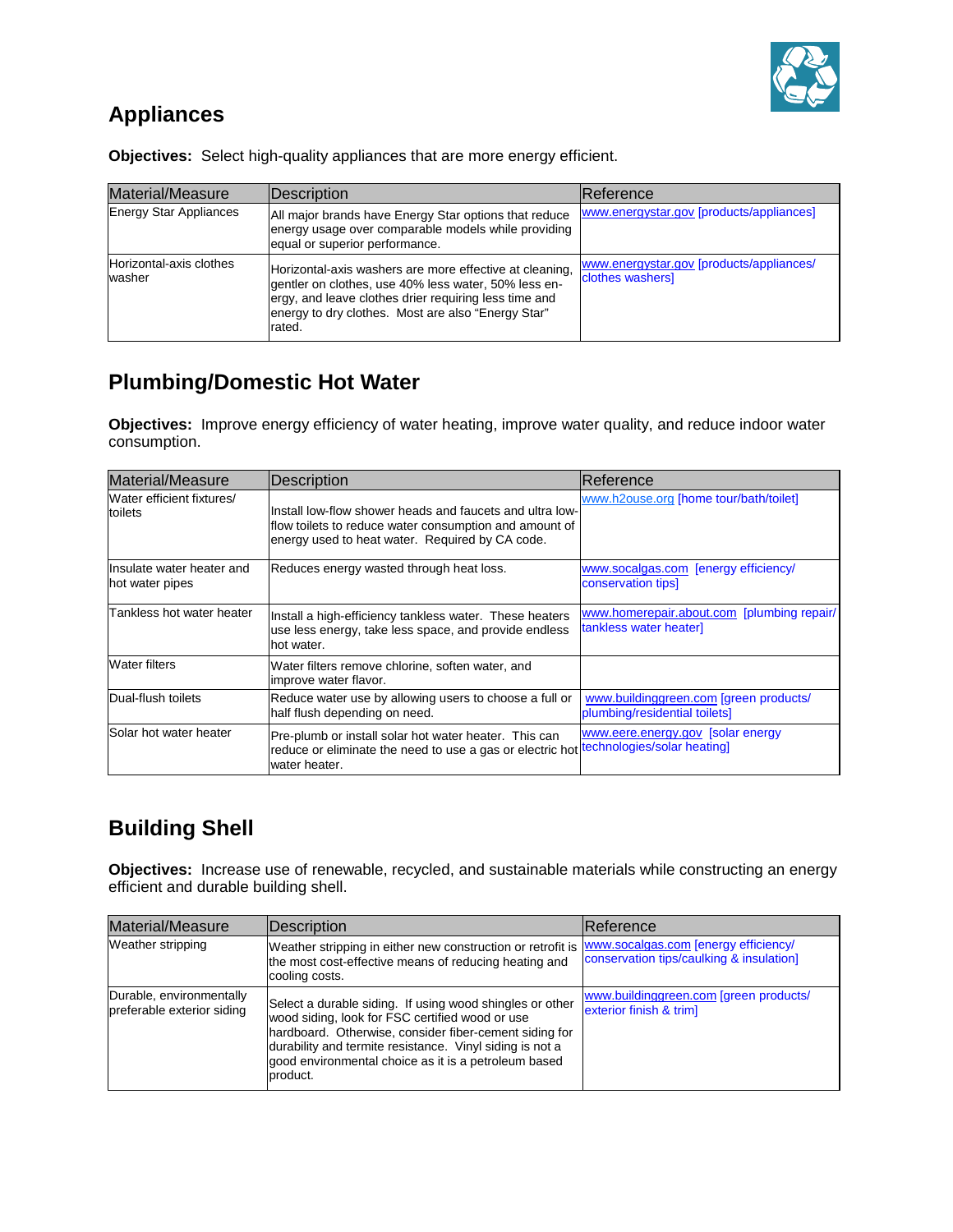## Appliances

**Objectives:** Select high-quality appliances that are more energy efficient.

| Material/Measure | Description | Reference |
|---|---|---|
| Energy Star Appliances | All major brands have Energy Star options that reduce energy usage over comparable models while providing equal or superior performance. | www.energystar.gov [products/appliances] |
| Horizontal-axis clothes washer | Horizontal-axis washers are more effective at cleaning, gentler on clothes, use 40% less water, 50% less energy, and leave clothes drier requiring less time and energy to dry clothes. Most are also "Energy Star" rated. | www.energystar.gov [products/appliances/ clothes washers] |

## Plumbing/Domestic Hot Water

**Objectives:** Improve energy efficiency of water heating, improve water quality, and reduce indoor water consumption.

| Material/Measure | Description | Reference |
|---|---|---|
| Water efficient fixtures/ toilets | Install low-flow shower heads and faucets and ultra low-flow toilets to reduce water consumption and amount of energy used to heat water. Required by CA code. | www.h2ouse.org [home tour/bath/toilet] |
| Insulate water heater and hot water pipes | Reduces energy wasted through heat loss. | www.socalgas.com [energy efficiency/ conservation tips] |
| Tankless hot water heater | Install a high-efficiency tankless water. These heaters use less energy, take less space, and provide endless hot water. | www.homerepair.about.com [plumbing repair/ tankless water heater] |
| Water filters | Water filters remove chlorine, soften water, and improve water flavor. | |
| Dual-flush toilets | Reduce water use by allowing users to choose a full or half flush depending on need. | www.buildinggreen.com [green products/ plumbing/residential toilets] |
| Solar hot water heater | Pre-plumb or install solar hot water heater. This can reduce or eliminate the need to use a gas or electric hot water heater. | www.eere.energy.gov [solar energy technologies/solar heating] |

## Building Shell

**Objectives:** Increase use of renewable, recycled, and sustainable materials while constructing an energy efficient and durable building shell.

| Material/Measure | Description | Reference |
|---|---|---|
| Weather stripping | Weather stripping in either new construction or retrofit is the most cost-effective means of reducing heating and cooling costs. | www.socalgas.com [energy efficiency/ conservation tips/caulking & insulation] |
| Durable, environmentally preferable exterior siding | Select a durable siding. If using wood shingles or other wood siding, look for FSC certified wood or use hardboard. Otherwise, consider fiber-cement siding for durability and termite resistance. Vinyl siding is not a good environmental choice as it is a petroleum based product. | www.buildinggreen.com [green products/ exterior finish & trim] |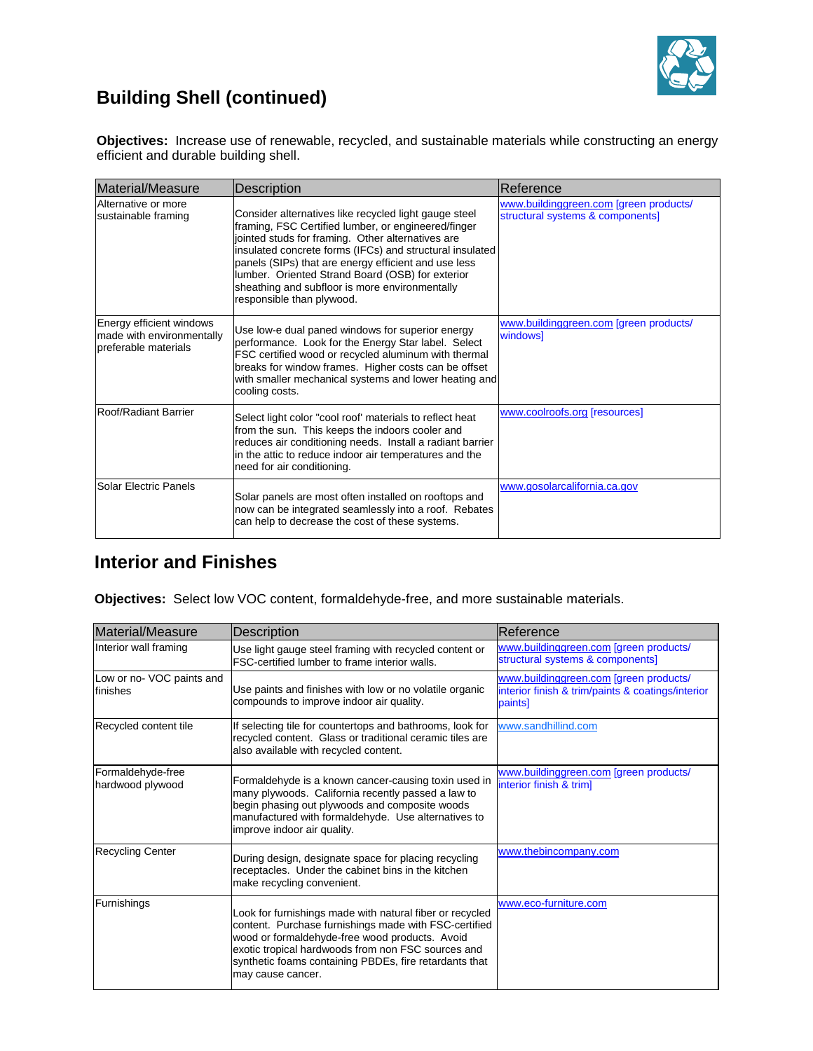## Building Shell (continued)

**Objectives:** Increase use of renewable, recycled, and sustainable materials while constructing an energy efficient and durable building shell.

| Material/Measure | Description | Reference |
|---|---|---|
| Alternative or more sustainable framing | Consider alternatives like recycled light gauge steel framing, FSC Certified lumber, or engineered/finger jointed studs for framing. Other alternatives are insulated concrete forms (IFCs) and structural insulated panels (SIPs) that are energy efficient and use less lumber. Oriented Strand Board (OSB) for exterior sheathing and subfloor is more environmentally responsible than plywood. | www.buildinggreen.com [green products/ structural systems & components] |
| Energy efficient windows made with environmentally preferable materials | Use low-e dual paned windows for superior energy performance. Look for the Energy Star label. Select FSC certified wood or recycled aluminum with thermal breaks for window frames. Higher costs can be offset with smaller mechanical systems and lower heating and cooling costs. | www.buildinggreen.com [green products/ windows] |
| Roof/Radiant Barrier | Select light color "cool roof' materials to reflect heat from the sun. This keeps the indoors cooler and reduces air conditioning needs. Install a radiant barrier in the attic to reduce indoor air temperatures and the need for air conditioning. | www.coolroofs.org [resources] |
| Solar Electric Panels | Solar panels are most often installed on rooftops and now can be integrated seamlessly into a roof. Rebates can help to decrease the cost of these systems. | www.gosolarcalifornia.ca.gov |

## Interior and Finishes

**Objectives:** Select low VOC content, formaldehyde-free, and more sustainable materials.

| Material/Measure | Description | Reference |
|---|---|---|
| Interior wall framing | Use light gauge steel framing with recycled content or FSC-certified lumber to frame interior walls. | www.buildinggreen.com [green products/ structural systems & components] |
| Low or no- VOC paints and finishes | Use paints and finishes with low or no volatile organic compounds to improve indoor air quality. | www.buildinggreen.com [green products/ interior finish & trim/paints & coatings/interior paints] |
| Recycled content tile | If selecting tile for countertops and bathrooms, look for recycled content. Glass or traditional ceramic tiles are also available with recycled content. | www.sandhillind.com |
| Formaldehyde-free hardwood plywood | Formaldehyde is a known cancer-causing toxin used in many plywoods. California recently passed a law to begin phasing out plywoods and composite woods manufactured with formaldehyde. Use alternatives to improve indoor air quality. | www.buildinggreen.com [green products/ interior finish & trim] |
| Recycling Center | During design, designate space for placing recycling receptacles. Under the cabinet bins in the kitchen make recycling convenient. | www.thebincompany.com |
| Furnishings | Look for furnishings made with natural fiber or recycled content. Purchase furnishings made with FSC-certified wood or formaldehyde-free wood products. Avoid exotic tropical hardwoods from non FSC sources and synthetic foams containing PBDEs, fire retardants that may cause cancer. | www.eco-furniture.com |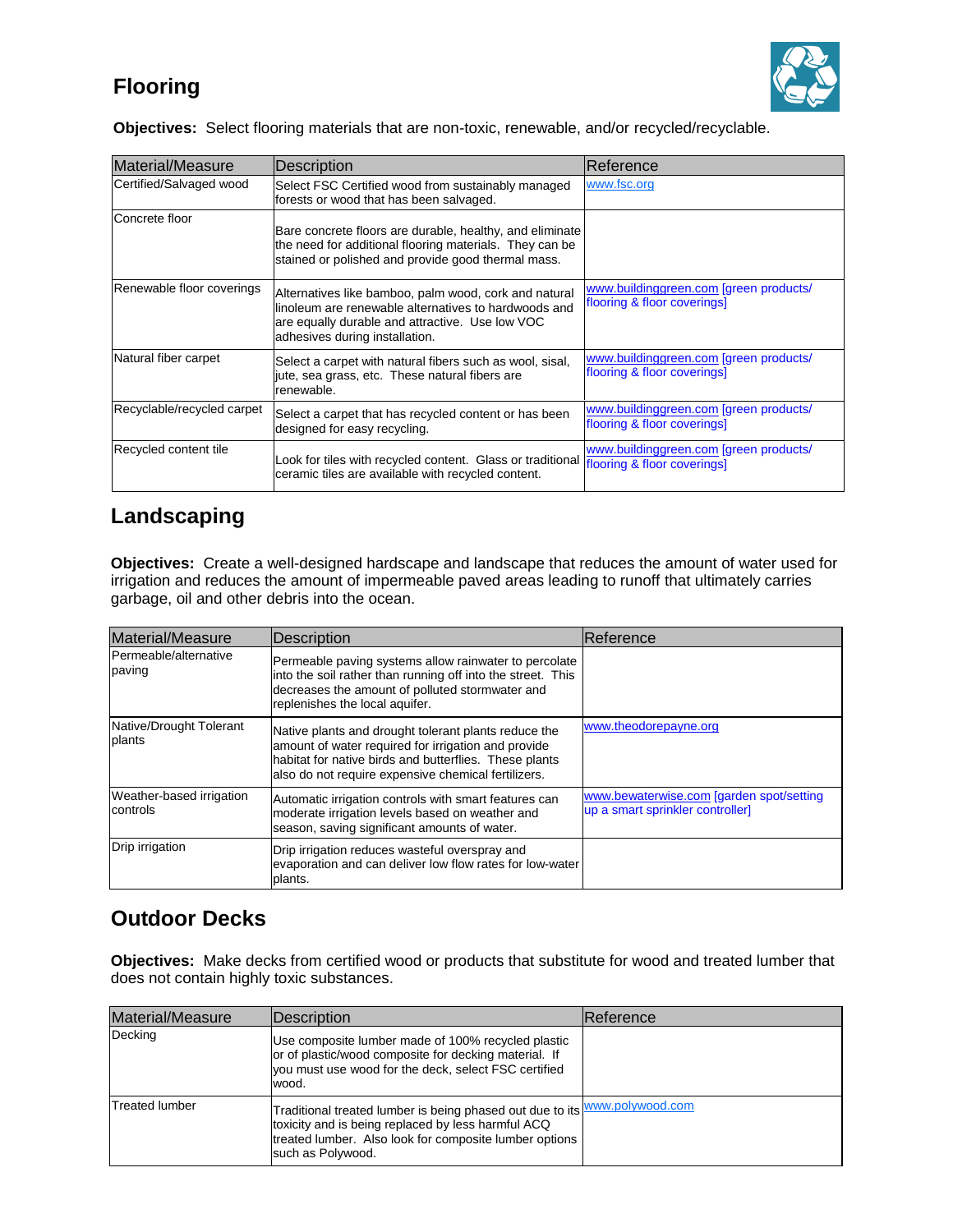## Flooring

**Objectives:** Select flooring materials that are non-toxic, renewable, and/or recycled/recyclable.

| Material/Measure | Description | Reference |
|---|---|---|
| Certified/Salvaged wood | Select FSC Certified wood from sustainably managed forests or wood that has been salvaged. | www.fsc.org |
| Concrete floor | Bare concrete floors are durable, healthy, and eliminate the need for additional flooring materials. They can be stained or polished and provide good thermal mass. | |
| Renewable floor coverings | Alternatives like bamboo, palm wood, cork and natural linoleum are renewable alternatives to hardwoods and are equally durable and attractive. Use low VOC adhesives during installation. | www.buildinggreen.com [green products/ flooring & floor coverings] |
| Natural fiber carpet | Select a carpet with natural fibers such as wool, sisal, jute, sea grass, etc. These natural fibers are renewable. | www.buildinggreen.com [green products/ flooring & floor coverings] |
| Recyclable/recycled carpet | Select a carpet that has recycled content or has been designed for easy recycling. | www.buildinggreen.com [green products/ flooring & floor coverings] |
| Recycled content tile | Look for tiles with recycled content. Glass or traditional ceramic tiles are available with recycled content. | www.buildinggreen.com [green products/ flooring & floor coverings] |

## Landscaping

**Objectives:** Create a well-designed hardscape and landscape that reduces the amount of water used for irrigation and reduces the amount of impermeable paved areas leading to runoff that ultimately carries garbage, oil and other debris into the ocean.

| Material/Measure | Description | Reference |
|---|---|---|
| Permeable/alternative paving | Permeable paving systems allow rainwater to percolate into the soil rather than running off into the street. This decreases the amount of polluted stormwater and replenishes the local aquifer. | |
| Native/Drought Tolerant plants | Native plants and drought tolerant plants reduce the amount of water required for irrigation and provide habitat for native birds and butterflies. These plants also do not require expensive chemical fertilizers. | www.theodorepayne.org |
| Weather-based irrigation controls | Automatic irrigation controls with smart features can moderate irrigation levels based on weather and season, saving significant amounts of water. | www.bewaterwise.com [garden spot/setting up a smart sprinkler controller] |
| Drip irrigation | Drip irrigation reduces wasteful overspray and evaporation and can deliver low flow rates for low-water plants. | |

## Outdoor Decks

**Objectives:** Make decks from certified wood or products that substitute for wood and treated lumber that does not contain highly toxic substances.

| Material/Measure | Description | Reference |
|---|---|---|
| Decking | Use composite lumber made of 100% recycled plastic or of plastic/wood composite for decking material. If you must use wood for the deck, select FSC certified wood. | |
| Treated lumber | Traditional treated lumber is being phased out due to its toxicity and is being replaced by less harmful ACQ treated lumber. Also look for composite lumber options such as Polywood. | www.polywood.com |